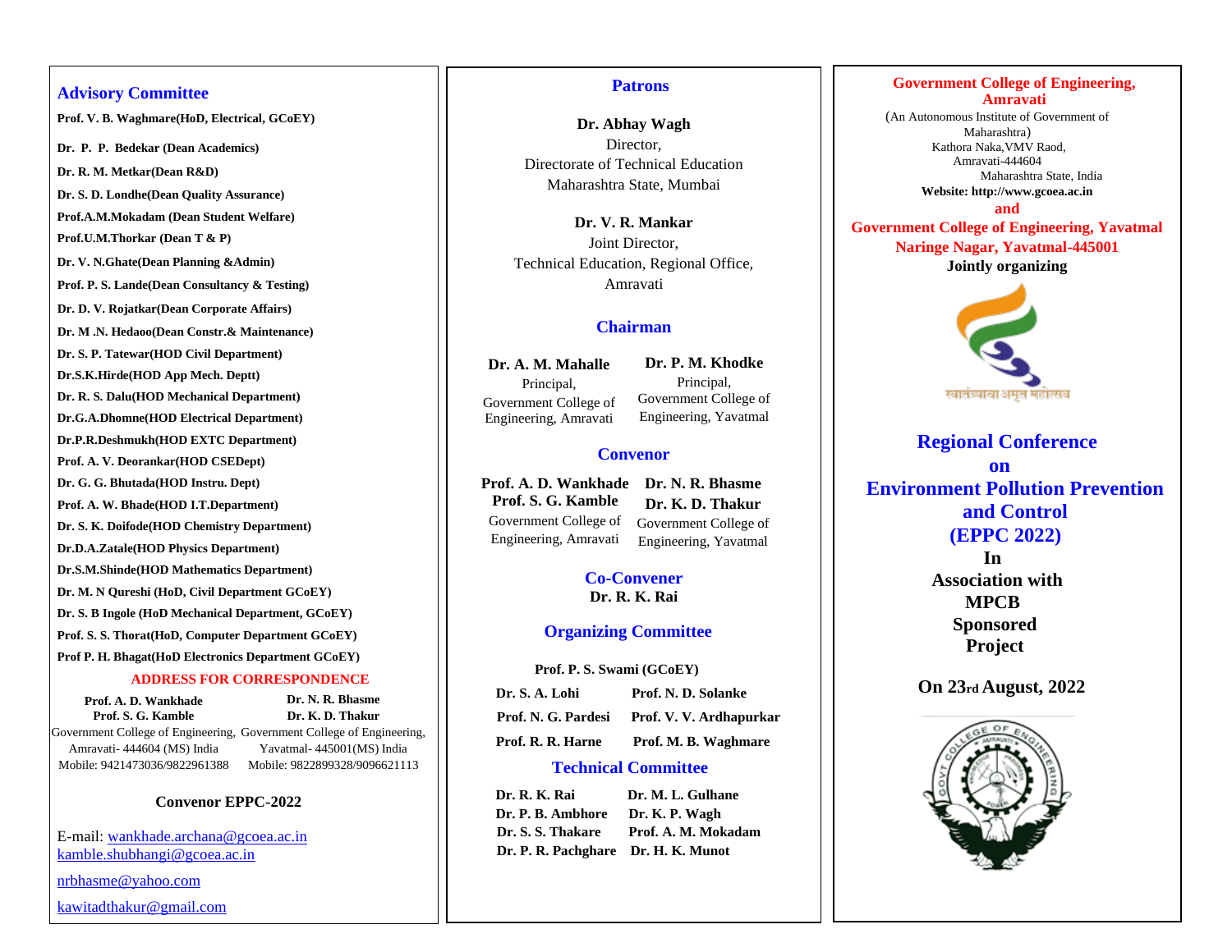## Advisory Committee

**Prof. V. B. Waghmare(HoD, Electrical, GCoEY)**

**Dr. P. P. Bedekar (Dean Academics)**

**Dr. R. M. Metkar(Dean R&D)**

**Dr. S. D. Londhe(Dean Quality Assurance)**

**Prof.A.M.Mokadam (Dean Student Welfare)**

**Prof.U.M.Thorkar (Dean T & P)**

**Dr. V. N.Ghate(Dean Planning &Admin)**

**Prof. P. S. Lande(Dean Consultancy & Testing)**

**Dr. D. V. Rojatkar(Dean Corporate Affairs)**

**Dr. M .N. Hedaoo(Dean Constr.& Maintenance)**

**Dr. S. P. Tatewar(HOD Civil Department)**

**Dr.S.K.Hirde(HOD App Mech. Deptt)**

**Dr. R. S. Dalu(HOD Mechanical Department)**

**Dr.G.A.Dhomne(HOD Electrical Department)**

**Dr.P.R.Deshmukh(HOD EXTC Department)**

**Prof. A. V. Deorankar(HOD CSEDept)**

**Dr. G. G. Bhutada(HOD Instru. Dept)**

**Prof. A. W. Bhade(HOD I.T.Department)**

**Dr. S. K. Doifode(HOD Chemistry Department)**

**Dr.D.A.Zatale(HOD Physics Department)**

**Dr.S.M.Shinde(HOD Mathematics Department)**

**Dr. M. N Qureshi (HoD, Civil Department GCoEY)**

**Dr. S. B Ingole (HoD Mechanical Department, GCoEY)**

**Prof. S. S. Thorat(HoD, Computer Department GCoEY)**

**Prof P. H. Bhagat(HoD Electronics Department GCoEY)**

### ADDRESS FOR CORRESPONDENCE

**Prof. A. D. Wankhade**
**Prof. S. G. Kamble**
Government College of Engineering,
Amravati- 444604 (MS) India
Mobile: 9421473036/9822961388

**Dr. N. R. Bhasme**
**Dr. K. D. Thakur**
Government College of Engineering,
Yavatmal- 445001(MS) India
Mobile: 9822899328/9096621113

**Convenor EPPC-2022**

E-mail: wankhade.archana@gcoea.ac.in
kamble.shubhangi@gcoea.ac.in

nrbhasme@yahoo.com

kawitadthakur@gmail.com

## Patrons

**Dr. Abhay Wagh**
Director,
Directorate of Technical Education
Maharashtra State, Mumbai

**Dr. V. R. Mankar**
Joint Director,
Technical Education, Regional Office,
Amravati

## Chairman

**Dr. A. M. Mahalle**
Principal,
Government College of Engineering, Amravati

**Dr. P. M. Khodke**
Principal,
Government College of Engineering, Yavatmal

## Convenor

**Prof. A. D. Wankhade**
**Prof. S. G. Kamble**
Government College of Engineering, Amravati

**Dr. N. R. Bhasme**
**Dr. K. D. Thakur**
Government College of Engineering, Yavatmal

## Co-Convener

**Dr. R. K. Rai**

## Organizing Committee

**Prof. P. S. Swami (GCoEY)**

**Dr. S. A. Lohi** | **Prof. N. D. Solanke**
**Prof. N. G. Pardesi** | **Prof. V. V. Ardhapurkar**
**Prof. R. R. Harne** | **Prof. M. B. Waghmare**

## Technical Committee

**Dr. R. K. Rai** | **Dr. M. L. Gulhane**
**Dr. P. B. Ambhore** | **Dr. K. P. Wagh**
**Dr. S. S. Thakare** | **Prof. A. M. Mokadam**
**Dr. P. R. Pachghare** | **Dr. H. K. Munot**

**Government College of Engineering, Amravati**
(An Autonomous Institute of Government of Maharashtra)
Kathora Naka,VMV Raod,
Amravati-444604
Maharashtra State, India
**Website: http://www.gcoea.ac.in**

**and**

**Government College of Engineering, Yavatmal**
**Naringe Nagar, Yavatmal-445001**
**Jointly organizing**

स्वातंत्र्याचा अमृत महोत्सव

# Regional Conference on Environment Pollution Prevention and Control (EPPC 2022)

**In Association with MPCB Sponsored Project**

**On 23rd August, 2022**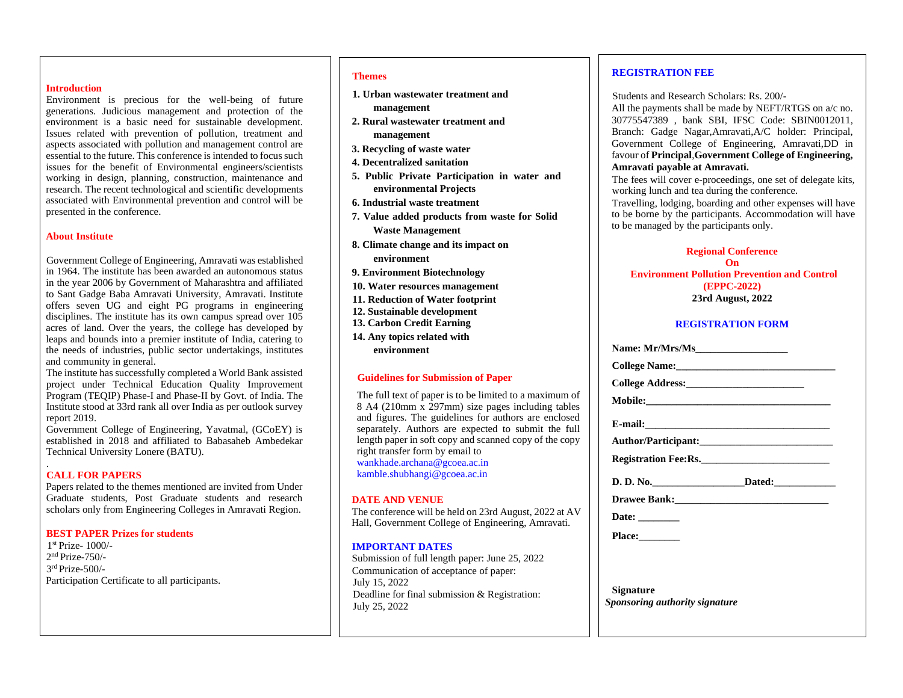## Introduction

Environment is precious for the well-being of future generations. Judicious management and protection of the environment is a basic need for sustainable development. Issues related with prevention of pollution, treatment and aspects associated with pollution and management control are essential to the future. This conference is intended to focus such issues for the benefit of Environmental engineers/scientists working in design, planning, construction, maintenance and research. The recent technological and scientific developments associated with Environmental prevention and control will be presented in the conference.

## About Institute

Government College of Engineering, Amravati was established in 1964. The institute has been awarded an autonomous status in the year 2006 by Government of Maharashtra and affiliated to Sant Gadge Baba Amravati University, Amravati. Institute offers seven UG and eight PG programs in engineering disciplines. The institute has its own campus spread over 105 acres of land. Over the years, the college has developed by leaps and bounds into a premier institute of India, catering to the needs of industries, public sector undertakings, institutes and community in general.

The institute has successfully completed a World Bank assisted project under Technical Education Quality Improvement Program (TEQIP) Phase-I and Phase-II by Govt. of India. The Institute stood at 33rd rank all over India as per outlook survey report 2019.

Government College of Engineering, Yavatmal, (GCoEY) is established in 2018 and affiliated to Babasaheb Ambedekar Technical University Lonere (BATU).

## CALL FOR PAPERS

Papers related to the themes mentioned are invited from Under Graduate students, Post Graduate students and research scholars only from Engineering Colleges in Amravati Region.

## BEST PAPER Prizes for students

1st Prize- 1000/-
2nd Prize-750/-
3rd Prize-500/-
Participation Certificate to all participants.

## Themes

1. **Urban wastewater treatment and management**
2. **Rural wastewater treatment and management**
3. **Recycling of waste water**
4. **Decentralized sanitation**
5. **Public Private Participation in water and environmental Projects**
6. **Industrial waste treatment**
7. **Value added products from waste for Solid Waste Management**
8. **Climate change and its impact on environment**
9. **Environment Biotechnology**
10. **Water resources management**
11. **Reduction of Water footprint**
12. **Sustainable development**
13. **Carbon Credit Earning**
14. **Any topics related with environment**

## Guidelines for Submission of Paper

The full text of paper is to be limited to a maximum of 8 A4 (210mm x 297mm) size pages including tables and figures. The guidelines for authors are enclosed separately. Authors are expected to submit the full length paper in soft copy and scanned copy of the copy right transfer form by email to
wankhade.archana@gcoea.ac.in
kamble.shubhangi@gcoea.ac.in

## DATE AND VENUE

The conference will be held on 23rd August, 2022 at AV Hall, Government College of Engineering, Amravati.

## IMPORTANT DATES

Submission of full length paper: June 25, 2022
Communication of acceptance of paper: July 15, 2022
Deadline for final submission & Registration: July 25, 2022

## REGISTRATION FEE

Students and Research Scholars: Rs. 200/-
All the payments shall be made by NEFT/RTGS on a/c no. 30775547389 , bank SBI, IFSC Code: SBIN0012011, Branch: Gadge Nagar,Amravati,A/C holder: Principal, Government College of Engineering, Amravati,DD in favour of **Principal**,**Government College of Engineering, Amravati payable at Amravati.**

The fees will cover e-proceedings, one set of delegate kits, working lunch and tea during the conference.

Travelling, lodging, boarding and other expenses will have to be borne by the participants. Accommodation will have to be managed by the participants only.

**Regional Conference**
**On**
**Environment Pollution Prevention and Control**
**(EPPC-2022)**
**23rd August, 2022**

## REGISTRATION FORM

**Name: Mr/Mrs/Ms**__________________

**College Name:**______________________________

**College Address:**_______________________

**Mobile:**____________________________________

**E-mail:**____________________________________

**Author/Participant:**_________________________

**Registration Fee:Rs.**_________________________

**D. D. No.**_________________**Dated:**____________

**Drawee Bank:**______________________________

**Date:** ________

**Place:**________

**Signature**
***Sponsoring authority signature***